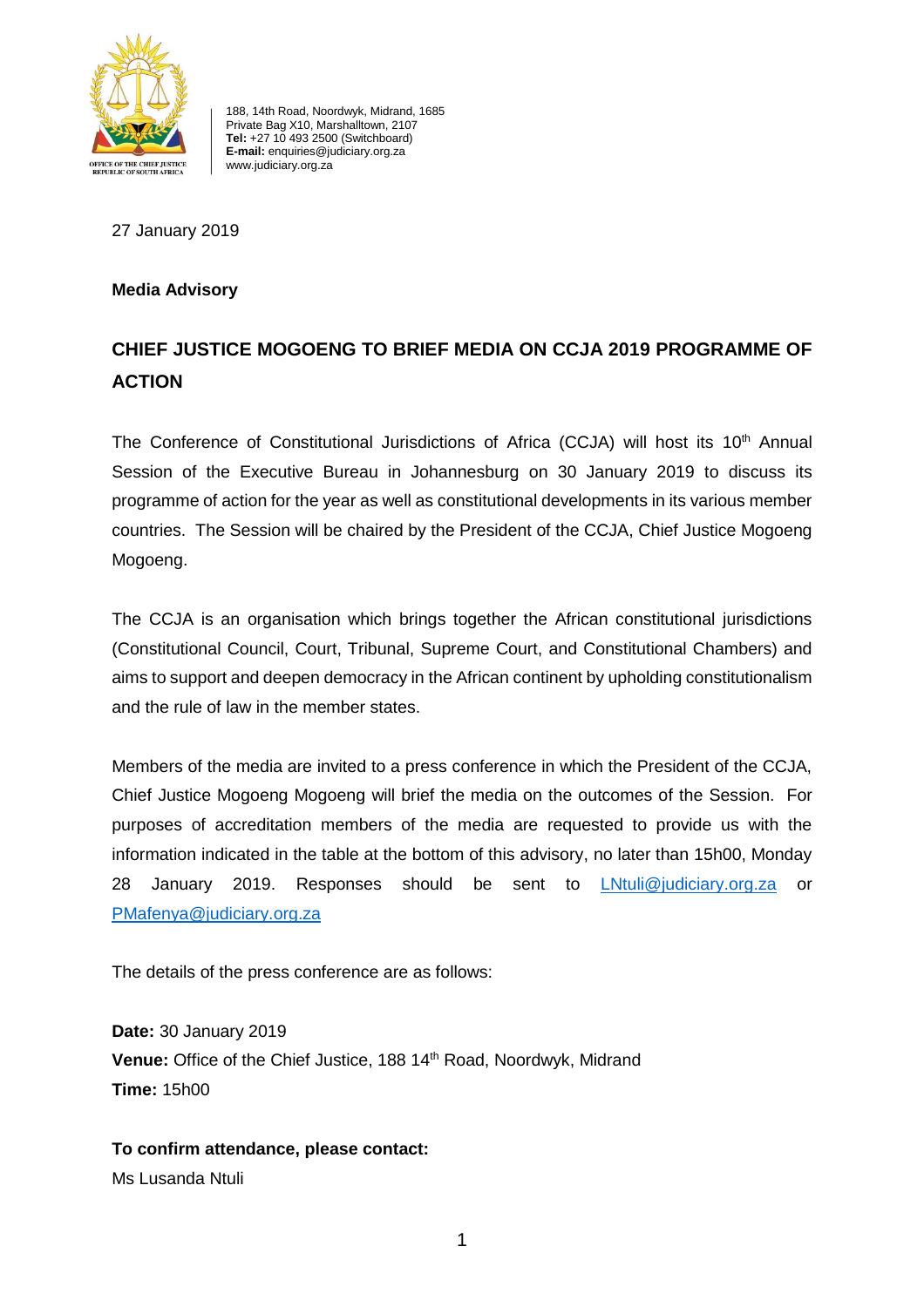OFFICE OF THE CHIEF JUSTICE
REPUBLIC OF SOUTH AFRICA

188, 14th Road, Noordwyk, Midrand, 1685
Private Bag X10, Marshalltown, 2107
**Tel:** +27 10 493 2500 (Switchboard)
**E-mail:** enquiries@judiciary.org.za
www.judiciary.org.za

27 January 2019

**Media Advisory**

## CHIEF JUSTICE MOGOENG TO BRIEF MEDIA ON CCJA 2019 PROGRAMME OF ACTION

The Conference of Constitutional Jurisdictions of Africa (CCJA) will host its 10th Annual Session of the Executive Bureau in Johannesburg on 30 January 2019 to discuss its programme of action for the year as well as constitutional developments in its various member countries. The Session will be chaired by the President of the CCJA, Chief Justice Mogoeng Mogoeng.

The CCJA is an organisation which brings together the African constitutional jurisdictions (Constitutional Council, Court, Tribunal, Supreme Court, and Constitutional Chambers) and aims to support and deepen democracy in the African continent by upholding constitutionalism and the rule of law in the member states.

Members of the media are invited to a press conference in which the President of the CCJA, Chief Justice Mogoeng Mogoeng will brief the media on the outcomes of the Session. For purposes of accreditation members of the media are requested to provide us with the information indicated in the table at the bottom of this advisory, no later than 15h00, Monday 28 January 2019. Responses should be sent to LNtuli@judiciary.org.za or PMafenya@judiciary.org.za

The details of the press conference are as follows:

**Date:** 30 January 2019
**Venue:** Office of the Chief Justice, 188 14th Road, Noordwyk, Midrand
**Time:** 15h00

**To confirm attendance, please contact:**
Ms Lusanda Ntuli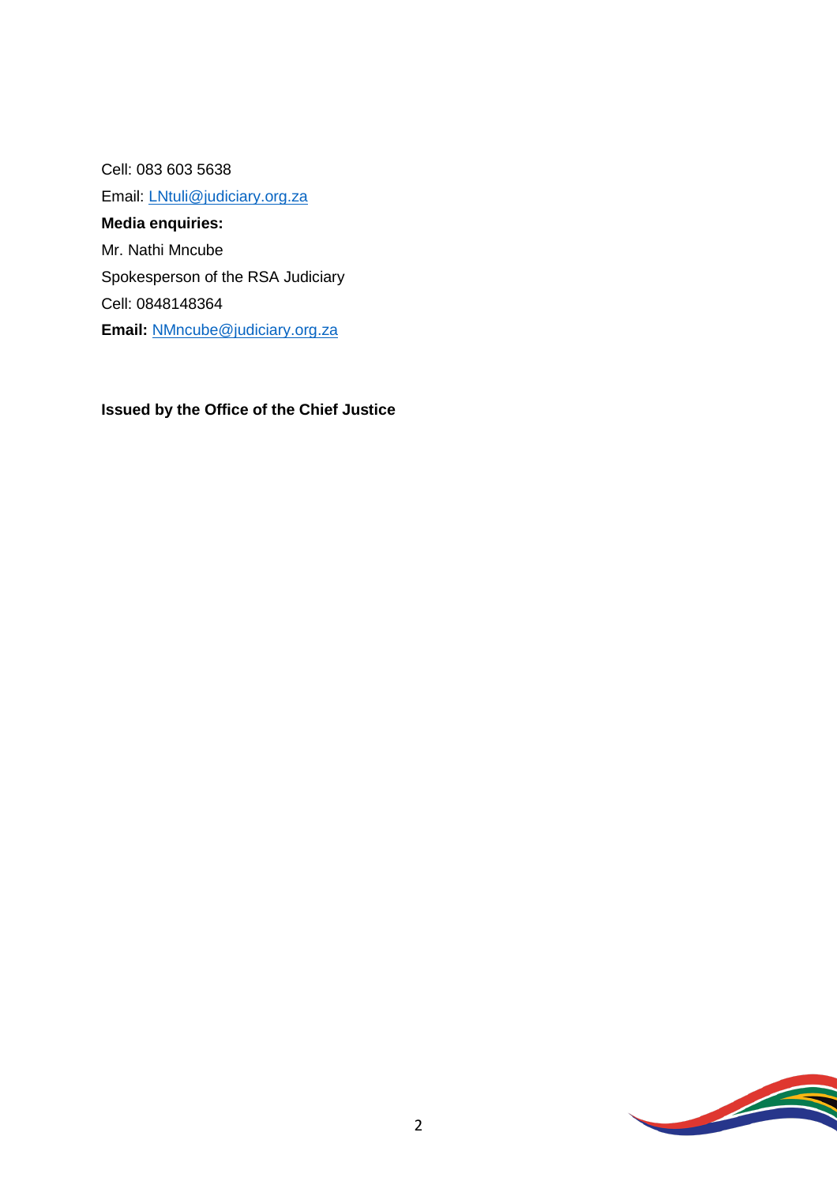Cell: 083 603 5638

Email: [LNtuli@judiciary.org.za](mailto:LNtuli@judiciary.org.za)

**Media enquiries:**

Mr. Nathi Mncube

Spokesperson of the RSA Judiciary

Cell: 0848148364

**Email:** [NMncube@judiciary.org.za](mailto:NMncube@judiciary.org.za)

**Issued by the Office of the Chief Justice**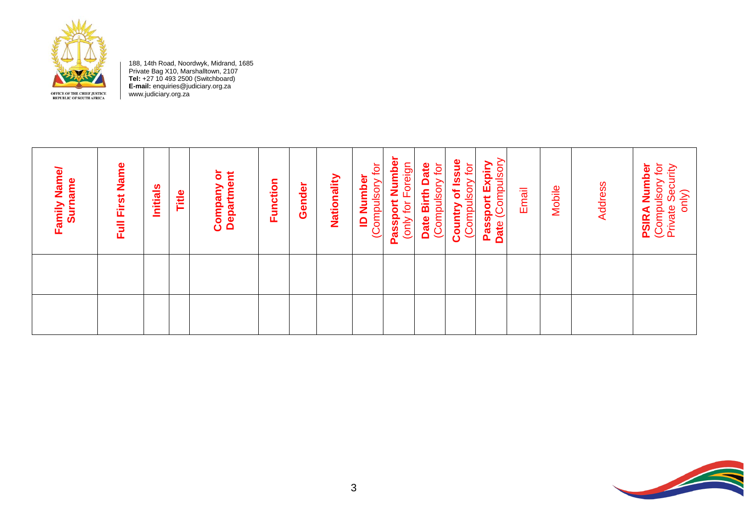188, 14th Road, Noordwyk, Midrand, 1685
Private Bag X10, Marshalltown, 2107
**Tel:** +27 10 493 2500 (Switchboard)
**E-mail:** enquiries@judiciary.org.za
www.judiciary.org.za

| **Family Name/ Surname** | **Full First Name** | **Initials** | **Title** | **Company or Department** | **Function** | **Gender** | **Nationality** | **ID Number** (Compulsory for | **Passport Number** (only for Foreign | **Date Birth Date** (Compulsory for | **Country of Issue** (Compulsory for | **Passport Expiry Date** (Compulsory | Email | Mobile | Address | **PSIRA Number** (Compulsory for Private Security only) |
|---|---|---|---|---|---|---|---|---|---|---|---|---|---|---|---|---|
| | | | | | | | | | | | | | | | | |
| | | | | | | | | | | | | | | | | |